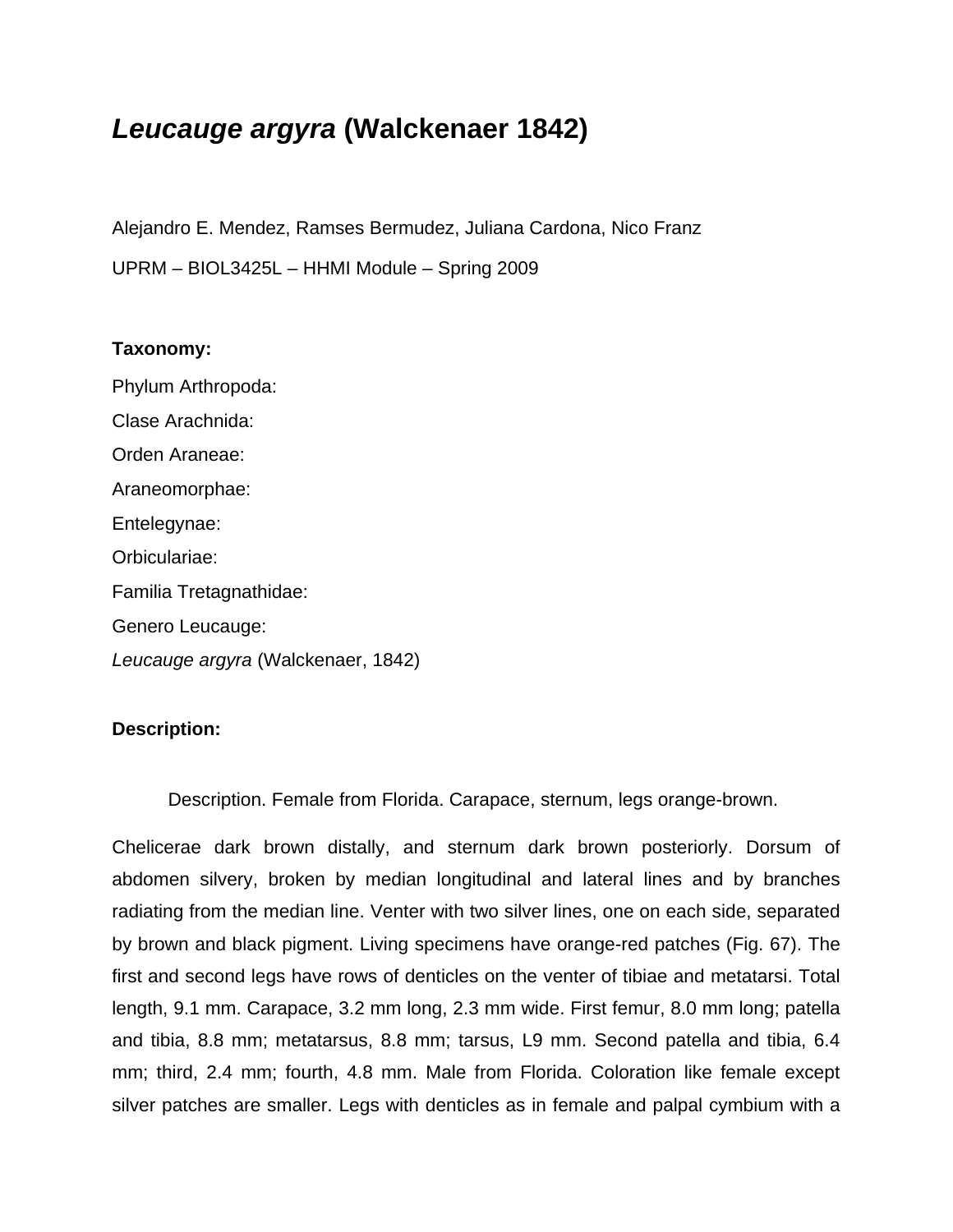# *Leucauge argyra* (Walckenaer 1842)

Alejandro E. Mendez, Ramses Bermudez, Juliana Cardona, Nico Franz

UPRM – BIOL3425L – HHMI Module – Spring 2009

**Taxonomy:**

Phylum Arthropoda:

Clase Arachnida:

Orden Araneae:

Araneomorphae:

Entelegynae:

Orbiculariae:

Familia Tretagnathidae:

Genero Leucauge:

*Leucauge argyra* (Walckenaer, 1842)

**Description:**

Description. Female from Florida. Carapace, sternum, legs orange-brown. Chelicerae dark brown distally, and sternum dark brown posteriorly. Dorsum of abdomen silvery, broken by median longitudinal and lateral lines and by branches radiating from the median line. Venter with two silver lines, one on each side, separated by brown and black pigment. Living specimens have orange-red patches (Fig. 67). The first and second legs have rows of denticles on the venter of tibiae and metatarsi. Total length, 9.1 mm. Carapace, 3.2 mm long, 2.3 mm wide. First femur, 8.0 mm long; patella and tibia, 8.8 mm; metatarsus, 8.8 mm; tarsus, L9 mm. Second patella and tibia, 6.4 mm; third, 2.4 mm; fourth, 4.8 mm. Male from Florida. Coloration like female except silver patches are smaller. Legs with denticles as in female and palpal cymbium with a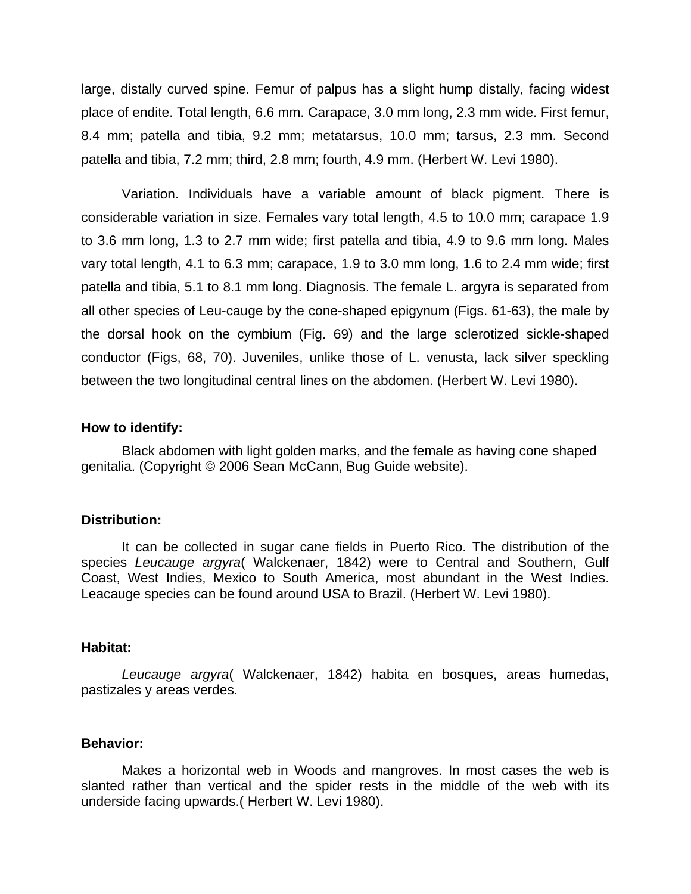large, distally curved spine. Femur of palpus has a slight hump distally, facing widest place of endite. Total length, 6.6 mm. Carapace, 3.0 mm long, 2.3 mm wide. First femur, 8.4 mm; patella and tibia, 9.2 mm; metatarsus, 10.0 mm; tarsus, 2.3 mm. Second patella and tibia, 7.2 mm; third, 2.8 mm; fourth, 4.9 mm. (Herbert W. Levi 1980).

Variation. Individuals have a variable amount of black pigment. There is considerable variation in size. Females vary total length, 4.5 to 10.0 mm; carapace 1.9 to 3.6 mm long, 1.3 to 2.7 mm wide; first patella and tibia, 4.9 to 9.6 mm long. Males vary total length, 4.1 to 6.3 mm; carapace, 1.9 to 3.0 mm long, 1.6 to 2.4 mm wide; first patella and tibia, 5.1 to 8.1 mm long. Diagnosis. The female L. argyra is separated from all other species of Leu-cauge by the cone-shaped epigynum (Figs. 61-63), the male by the dorsal hook on the cymbium (Fig. 69) and the large sclerotized sickle-shaped conductor (Figs, 68, 70). Juveniles, unlike those of L. venusta, lack silver speckling between the two longitudinal central lines on the abdomen. (Herbert W. Levi 1980).

**How to identify:**

Black abdomen with light golden marks, and the female as having cone shaped genitalia. (Copyright © 2006 Sean McCann, Bug Guide website).

**Distribution:**

It can be collected in sugar cane fields in Puerto Rico. The distribution of the species *Leucauge argyra*( Walckenaer, 1842) were to Central and Southern, Gulf Coast, West Indies, Mexico to South America, most abundant in the West Indies. Leacauge species can be found around USA to Brazil. (Herbert W. Levi 1980).

**Habitat:**

*Leucauge argyra*( Walckenaer, 1842) habita en bosques, areas humedas, pastizales y areas verdes.

**Behavior:**

Makes a horizontal web in Woods and mangroves. In most cases the web is slanted rather than vertical and the spider rests in the middle of the web with its underside facing upwards.( Herbert W. Levi 1980).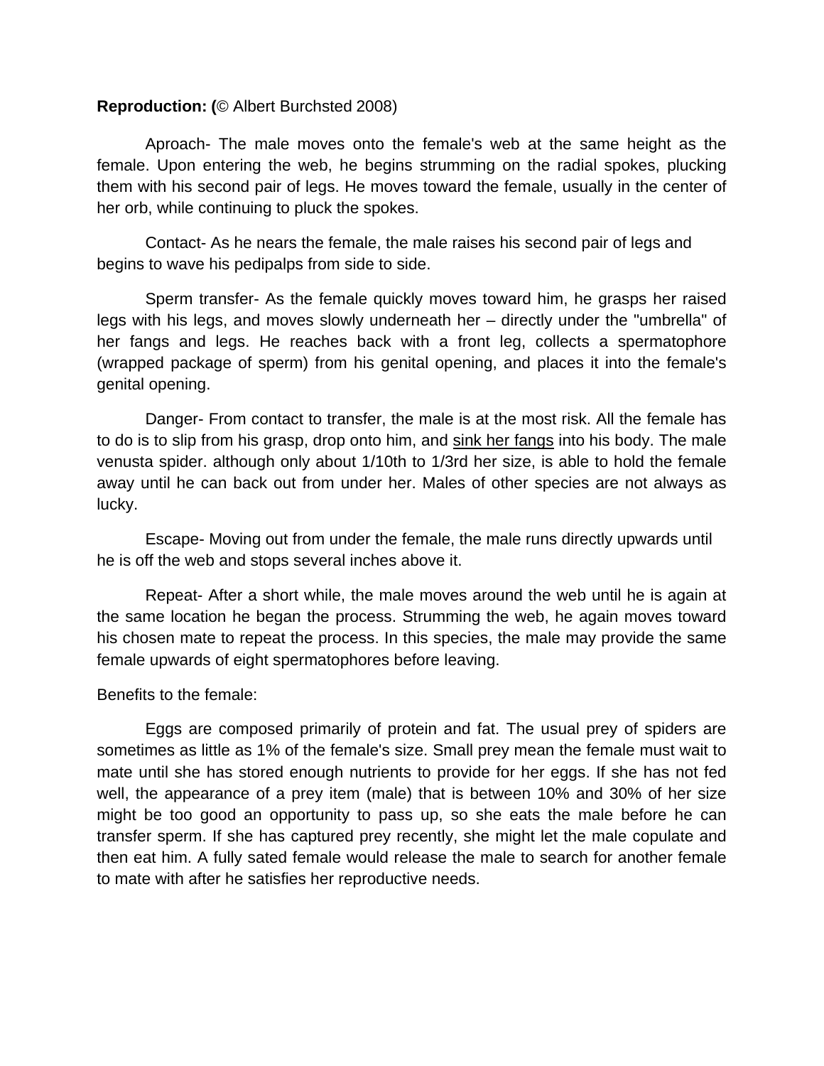**Reproduction: (**© Albert Burchsted 2008)

Aproach- The male moves onto the female's web at the same height as the female. Upon entering the web, he begins strumming on the radial spokes, plucking them with his second pair of legs. He moves toward the female, usually in the center of her orb, while continuing to pluck the spokes.

Contact- As he nears the female, the male raises his second pair of legs and begins to wave his pedipalps from side to side.

Sperm transfer- As the female quickly moves toward him, he grasps her raised legs with his legs, and moves slowly underneath her – directly under the "umbrella" of her fangs and legs. He reaches back with a front leg, collects a spermatophore (wrapped package of sperm) from his genital opening, and places it into the female's genital opening.

Danger- From contact to transfer, the male is at the most risk. All the female has to do is to slip from his grasp, drop onto him, and <u>sink her fangs</u> into his body. The male venusta spider. although only about 1/10th to 1/3rd her size, is able to hold the female away until he can back out from under her. Males of other species are not always as lucky.

Escape- Moving out from under the female, the male runs directly upwards until he is off the web and stops several inches above it.

Repeat- After a short while, the male moves around the web until he is again at the same location he began the process. Strumming the web, he again moves toward his chosen mate to repeat the process. In this species, the male may provide the same female upwards of eight spermatophores before leaving.

Benefits to the female:

Eggs are composed primarily of protein and fat. The usual prey of spiders are sometimes as little as 1% of the female's size. Small prey mean the female must wait to mate until she has stored enough nutrients to provide for her eggs. If she has not fed well, the appearance of a prey item (male) that is between 10% and 30% of her size might be too good an opportunity to pass up, so she eats the male before he can transfer sperm. If she has captured prey recently, she might let the male copulate and then eat him. A fully sated female would release the male to search for another female to mate with after he satisfies her reproductive needs.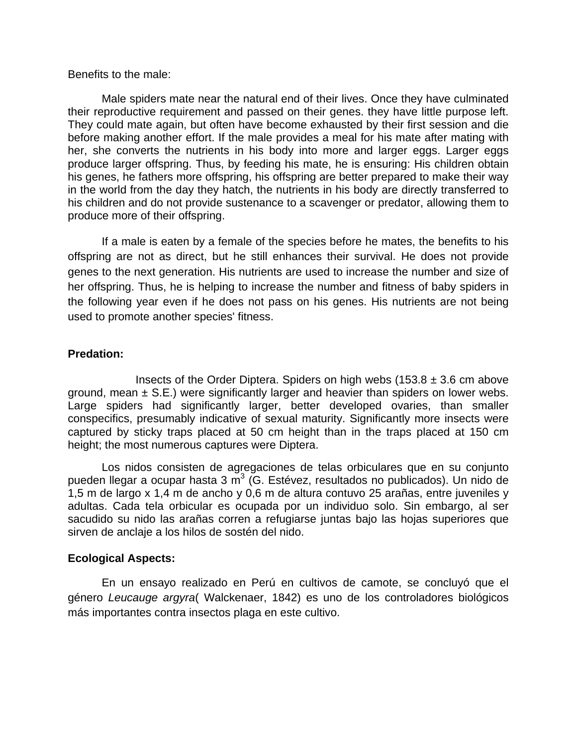Benefits to the male:

Male spiders mate near the natural end of their lives. Once they have culminated their reproductive requirement and passed on their genes. they have little purpose left. They could mate again, but often have become exhausted by their first session and die before making another effort. If the male provides a meal for his mate after mating with her, she converts the nutrients in his body into more and larger eggs. Larger eggs produce larger offspring. Thus, by feeding his mate, he is ensuring: His children obtain his genes, he fathers more offspring, his offspring are better prepared to make their way in the world from the day they hatch, the nutrients in his body are directly transferred to his children and do not provide sustenance to a scavenger or predator, allowing them to produce more of their offspring.

If a male is eaten by a female of the species before he mates, the benefits to his offspring are not as direct, but he still enhances their survival. He does not provide genes to the next generation. His nutrients are used to increase the number and size of her offspring. Thus, he is helping to increase the number and fitness of baby spiders in the following year even if he does not pass on his genes. His nutrients are not being used to promote another species' fitness.

**Predation:**

Insects of the Order Diptera. Spiders on high webs (153.8 ± 3.6 cm above ground, mean ± S.E.) were significantly larger and heavier than spiders on lower webs. Large spiders had significantly larger, better developed ovaries, than smaller conspecifics, presumably indicative of sexual maturity. Significantly more insects were captured by sticky traps placed at 50 cm height than in the traps placed at 150 cm height; the most numerous captures were Diptera.

Los nidos consisten de agregaciones de telas orbiculares que en su conjunto pueden llegar a ocupar hasta 3 $m^3$ (G. Estévez, resultados no publicados). Un nido de 1,5 m de largo x 1,4 m de ancho y 0,6 m de altura contuvo 25 arañas, entre juveniles y adultas. Cada tela orbicular es ocupada por un individuo solo. Sin embargo, al ser sacudido su nido las arañas corren a refugiarse juntas bajo las hojas superiores que sirven de anclaje a los hilos de sostén del nido.

**Ecological Aspects:**

En un ensayo realizado en Perú en cultivos de camote, se concluyó que el género *Leucauge argyra*( Walckenaer, 1842) es uno de los controladores biológicos más importantes contra insectos plaga en este cultivo.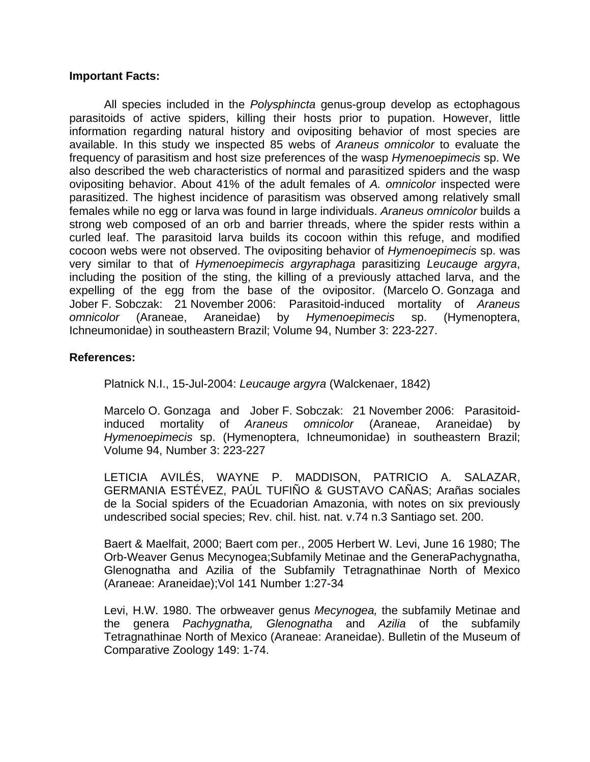**Important Facts:**

All species included in the *Polysphincta* genus-group develop as ectophagous parasitoids of active spiders, killing their hosts prior to pupation. However, little information regarding natural history and ovipositing behavior of most species are available. In this study we inspected 85 webs of *Araneus omnicolor* to evaluate the frequency of parasitism and host size preferences of the wasp *Hymenoepimecis* sp. We also described the web characteristics of normal and parasitized spiders and the wasp ovipositing behavior. About 41% of the adult females of *A. omnicolor* inspected were parasitized. The highest incidence of parasitism was observed among relatively small females while no egg or larva was found in large individuals. *Araneus omnicolor* builds a strong web composed of an orb and barrier threads, where the spider rests within a curled leaf. The parasitoid larva builds its cocoon within this refuge, and modified cocoon webs were not observed. The ovipositing behavior of *Hymenoepimecis* sp. was very similar to that of *Hymenoepimecis argyraphaga* parasitizing *Leucauge argyra*, including the position of the sting, the killing of a previously attached larva, and the expelling of the egg from the base of the ovipositor. (Marcelo O. Gonzaga and Jober F. Sobczak: 21 November 2006: Parasitoid-induced mortality of *Araneus omnicolor* (Araneae, Araneidae) by *Hymenoepimecis* sp. (Hymenoptera, Ichneumonidae) in southeastern Brazil; Volume 94, Number 3: 223-227.

**References:**

Platnick N.I., 15-Jul-2004: *Leucauge argyra* (Walckenaer, 1842)

Marcelo O. Gonzaga and Jober F. Sobczak: 21 November 2006: Parasitoid-induced mortality of *Araneus omnicolor* (Araneae, Araneidae) by *Hymenoepimecis* sp. (Hymenoptera, Ichneumonidae) in southeastern Brazil; Volume 94, Number 3: 223-227

LETICIA AVILÉS, WAYNE P. MADDISON, PATRICIO A. SALAZAR, GERMANIA ESTÉVEZ, PAÚL TUFIÑO & GUSTAVO CAÑAS; Arañas sociales de la Social spiders of the Ecuadorian Amazonia, with notes on six previously undescribed social species; Rev. chil. hist. nat. v.74 n.3 Santiago set. 200.

Baert & Maelfait, 2000; Baert com per., 2005 Herbert W. Levi, June 16 1980; The Orb-Weaver Genus Mecynogea;Subfamily Metinae and the GeneraPachygnatha, Glenognatha and Azilia of the Subfamily Tetragnathinae North of Mexico (Araneae: Araneidae);Vol 141 Number 1:27-34

Levi, H.W. 1980. The orbweaver genus *Mecynogea,* the subfamily Metinae and the genera *Pachygnatha, Glenognatha* and *Azilia* of the subfamily Tetragnathinae North of Mexico (Araneae: Araneidae). Bulletin of the Museum of Comparative Zoology 149: 1-74.